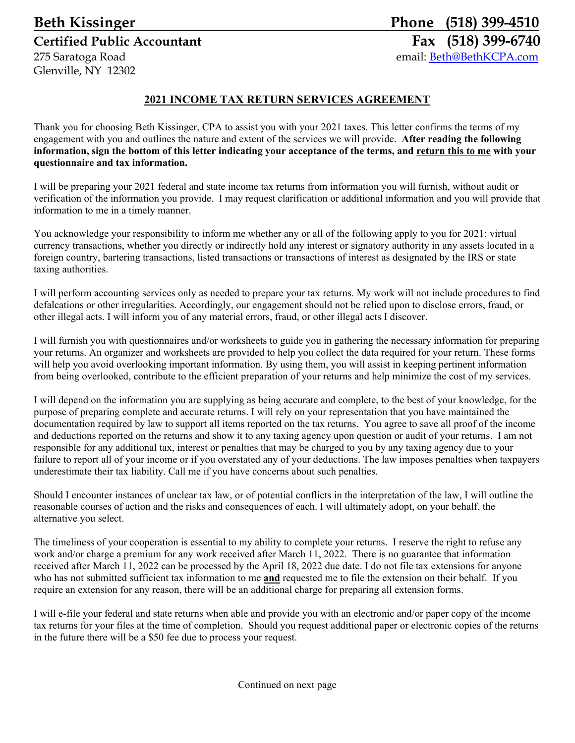**Beth Kissinger** **Phone (518) 399-4510**
**Certified Public Accountant** **Fax (518) 399-6740**
275 Saratoga Road email: Beth@BethKCPA.com
Glenville, NY 12302

## 2021 INCOME TAX RETURN SERVICES AGREEMENT

Thank you for choosing Beth Kissinger, CPA to assist you with your 2021 taxes. This letter confirms the terms of my engagement with you and outlines the nature and extent of the services we will provide. **After reading the following information, sign the bottom of this letter indicating your acceptance of the terms, and return this to me with your questionnaire and tax information.**

I will be preparing your 2021 federal and state income tax returns from information you will furnish, without audit or verification of the information you provide. I may request clarification or additional information and you will provide that information to me in a timely manner.

You acknowledge your responsibility to inform me whether any or all of the following apply to you for 2021: virtual currency transactions, whether you directly or indirectly hold any interest or signatory authority in any assets located in a foreign country, bartering transactions, listed transactions or transactions of interest as designated by the IRS or state taxing authorities.

I will perform accounting services only as needed to prepare your tax returns. My work will not include procedures to find defalcations or other irregularities. Accordingly, our engagement should not be relied upon to disclose errors, fraud, or other illegal acts. I will inform you of any material errors, fraud, or other illegal acts I discover.

I will furnish you with questionnaires and/or worksheets to guide you in gathering the necessary information for preparing your returns. An organizer and worksheets are provided to help you collect the data required for your return. These forms will help you avoid overlooking important information. By using them, you will assist in keeping pertinent information from being overlooked, contribute to the efficient preparation of your returns and help minimize the cost of my services.

I will depend on the information you are supplying as being accurate and complete, to the best of your knowledge, for the purpose of preparing complete and accurate returns. I will rely on your representation that you have maintained the documentation required by law to support all items reported on the tax returns. You agree to save all proof of the income and deductions reported on the returns and show it to any taxing agency upon question or audit of your returns. I am not responsible for any additional tax, interest or penalties that may be charged to you by any taxing agency due to your failure to report all of your income or if you overstated any of your deductions. The law imposes penalties when taxpayers underestimate their tax liability. Call me if you have concerns about such penalties.

Should I encounter instances of unclear tax law, or of potential conflicts in the interpretation of the law, I will outline the reasonable courses of action and the risks and consequences of each. I will ultimately adopt, on your behalf, the alternative you select.

The timeliness of your cooperation is essential to my ability to complete your returns. I reserve the right to refuse any work and/or charge a premium for any work received after March 11, 2022. There is no guarantee that information received after March 11, 2022 can be processed by the April 18, 2022 due date. I do not file tax extensions for anyone who has not submitted sufficient tax information to me **and** requested me to file the extension on their behalf. If you require an extension for any reason, there will be an additional charge for preparing all extension forms.

I will e-file your federal and state returns when able and provide you with an electronic and/or paper copy of the income tax returns for your files at the time of completion. Should you request additional paper or electronic copies of the returns in the future there will be a $50 fee due to process your request.

Continued on next page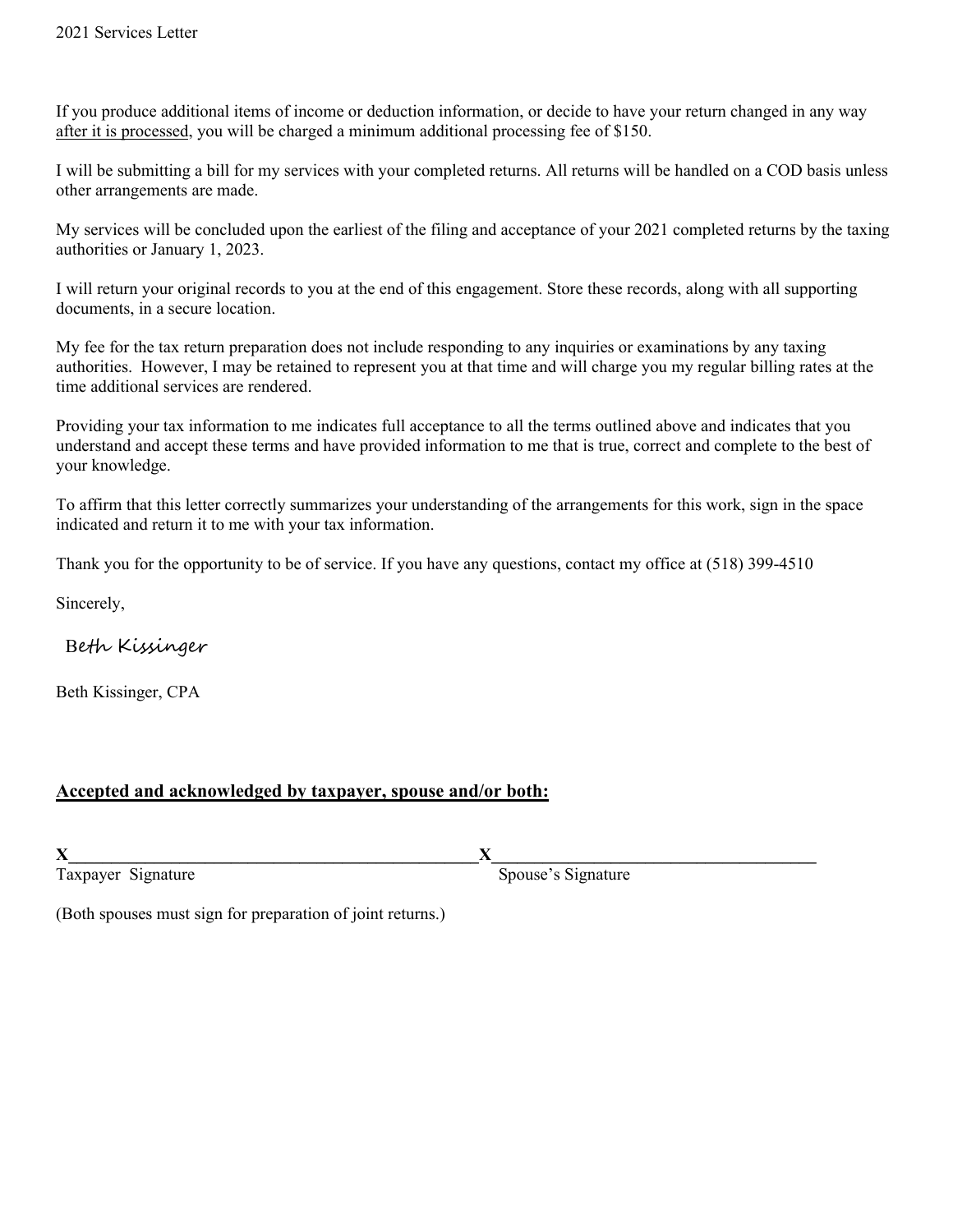If you produce additional items of income or deduction information, or decide to have your return changed in any way <u>after it is processed</u>, you will be charged a minimum additional processing fee of $150.

I will be submitting a bill for my services with your completed returns. All returns will be handled on a COD basis unless other arrangements are made.

My services will be concluded upon the earliest of the filing and acceptance of your 2021 completed returns by the taxing authorities or January 1, 2023.

I will return your original records to you at the end of this engagement. Store these records, along with all supporting documents, in a secure location.

My fee for the tax return preparation does not include responding to any inquiries or examinations by any taxing authorities. However, I may be retained to represent you at that time and will charge you my regular billing rates at the time additional services are rendered.

Providing your tax information to me indicates full acceptance to all the terms outlined above and indicates that you understand and accept these terms and have provided information to me that is true, correct and complete to the best of your knowledge.

To affirm that this letter correctly summarizes your understanding of the arrangements for this work, sign in the space indicated and return it to me with your tax information.

Thank you for the opportunity to be of service. If you have any questions, contact my office at (518) 399-4510

Sincerely,

Beth Kissinger

Beth Kissinger, CPA

**<u>Accepted and acknowledged by taxpayer, spouse and/or both:</u>**

**X**_______________________________________________ **X**___________________________________

Taxpayer Signature Spouse's Signature

(Both spouses must sign for preparation of joint returns.)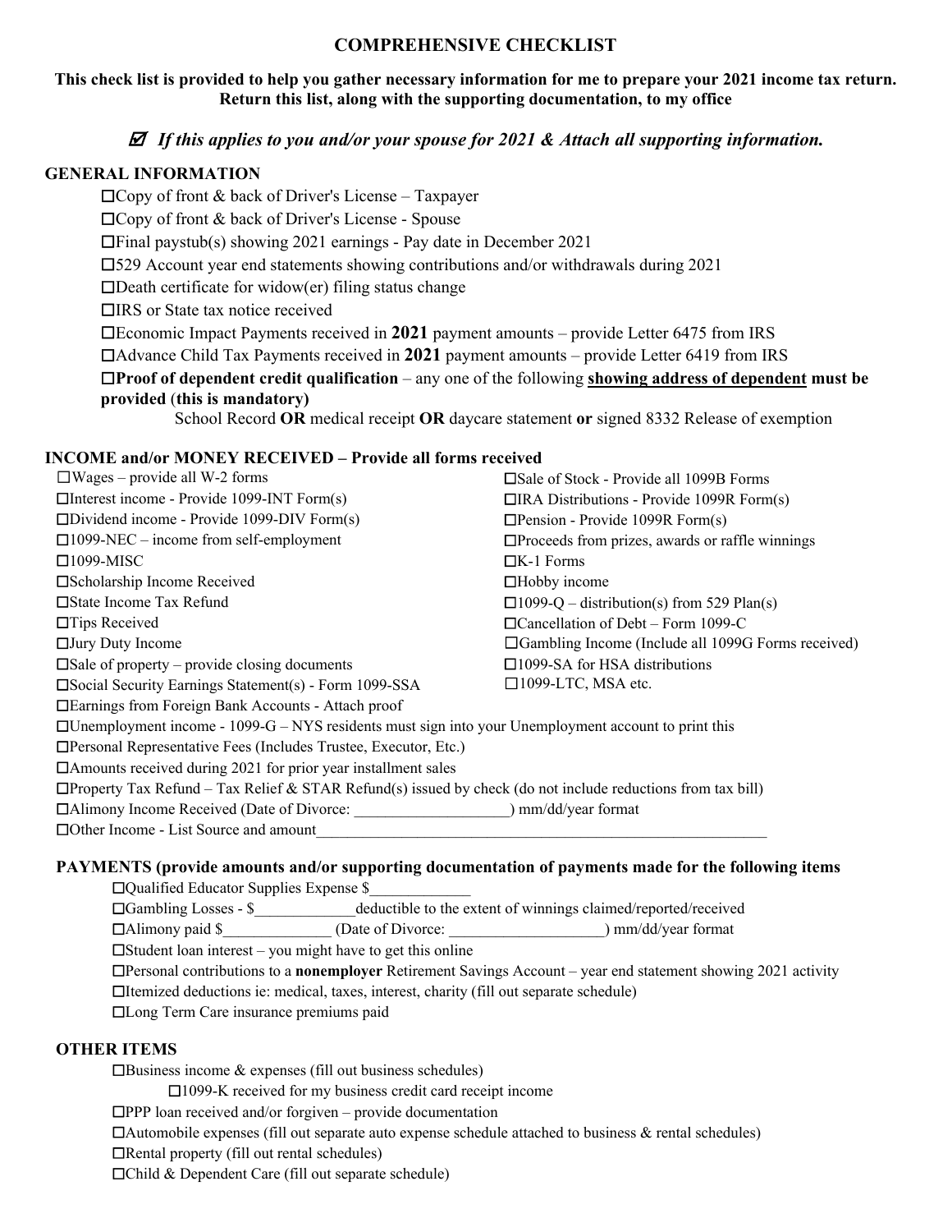# COMPREHENSIVE CHECKLIST

**This check list is provided to help you gather necessary information for me to prepare your 2021 income tax return. Return this list, along with the supporting documentation, to my office**

***☑ If this applies to you and/or your spouse for 2021 & Attach all supporting information.***

## GENERAL INFORMATION

- ☐Copy of front & back of Driver's License – Taxpayer
- ☐Copy of front & back of Driver's License - Spouse
- ☐Final paystub(s) showing 2021 earnings - Pay date in December 2021
- ☐529 Account year end statements showing contributions and/or withdrawals during 2021
- ☐Death certificate for widow(er) filing status change
- ☐IRS or State tax notice received
- ☐Economic Impact Payments received in **2021** payment amounts – provide Letter 6475 from IRS
- ☐Advance Child Tax Payments received in **2021** payment amounts – provide Letter 6419 from IRS
- ☐**Proof of dependent credit qualification** – any one of the following **showing address of dependent must be provided (this is mandatory)**
  
  School Record **OR** medical receipt **OR** daycare statement **or** signed 8332 Release of exemption

## INCOME and/or MONEY RECEIVED – Provide all forms received

- ☐Wages – provide all W-2 forms
- ☐Interest income - Provide 1099-INT Form(s)
- ☐Dividend income - Provide 1099-DIV Form(s)
- ☐1099-NEC – income from self-employment
- ☐1099-MISC
- ☐Scholarship Income Received
- ☐State Income Tax Refund
- ☐Tips Received
- ☐Jury Duty Income
- ☐Sale of property – provide closing documents
- ☐Social Security Earnings Statement(s) - Form 1099-SSA
- ☐Sale of Stock - Provide all 1099B Forms
- ☐IRA Distributions - Provide 1099R Form(s)
- ☐Pension - Provide 1099R Form(s)
- ☐Proceeds from prizes, awards or raffle winnings
- ☐K-1 Forms
- ☐Hobby income
- ☐1099-Q – distribution(s) from 529 Plan(s)
- ☐Cancellation of Debt – Form 1099-C
- ☐Gambling Income (Include all 1099G Forms received)
- ☐1099-SA for HSA distributions
- ☐1099-LTC, MSA etc.
- ☐Earnings from Foreign Bank Accounts - Attach proof
- ☐Unemployment income - 1099-G – NYS residents must sign into your Unemployment account to print this
- ☐Personal Representative Fees (Includes Trustee, Executor, Etc.)
- ☐Amounts received during 2021 for prior year installment sales
- ☐Property Tax Refund – Tax Relief & STAR Refund(s) issued by check (do not include reductions from tax bill)
- ☐Alimony Income Received (Date of Divorce: ____________________) mm/dd/year format
- ☐Other Income - List Source and amount____________________________________________________________

## PAYMENTS (provide amounts and/or supporting documentation of payments made for the following items

- ☐Qualified Educator Supplies Expense $_____________
- ☐Gambling Losses - $_____________deductible to the extent of winnings claimed/reported/received
- ☐Alimony paid $______________ (Date of Divorce: ____________________) mm/dd/year format
- ☐Student loan interest – you might have to get this online
- ☐Personal contributions to a **nonemployer** Retirement Savings Account – year end statement showing 2021 activity
- ☐Itemized deductions ie: medical, taxes, interest, charity (fill out separate schedule)
- ☐Long Term Care insurance premiums paid

## OTHER ITEMS

- ☐Business income & expenses (fill out business schedules)
  - ☐1099-K received for my business credit card receipt income
- ☐PPP loan received and/or forgiven – provide documentation
- ☐Automobile expenses (fill out separate auto expense schedule attached to business & rental schedules)
- ☐Rental property (fill out rental schedules)
- ☐Child & Dependent Care (fill out separate schedule)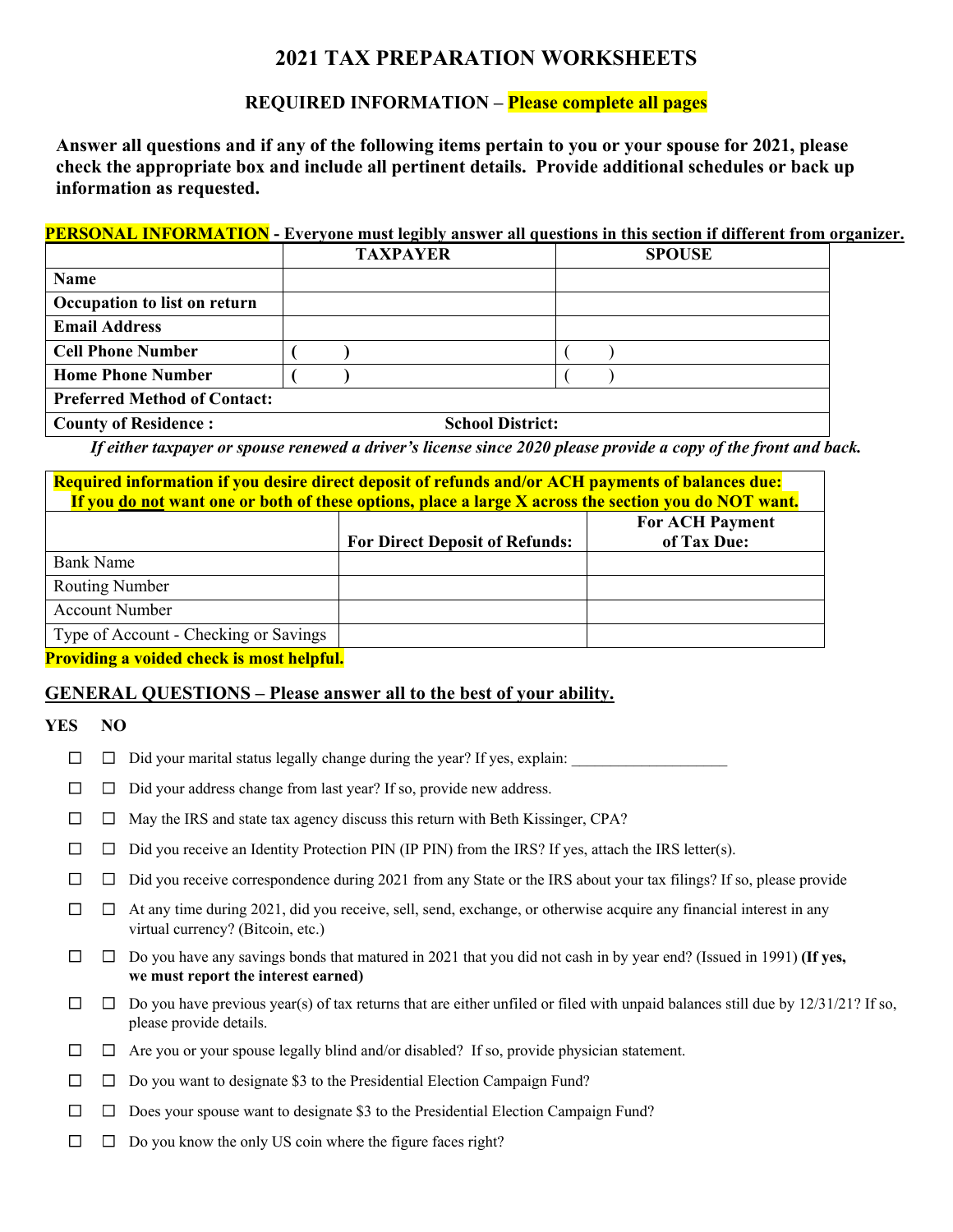# 2021 TAX PREPARATION WORKSHEETS

## REQUIRED INFORMATION – Please complete all pages

**Answer all questions and if any of the following items pertain to you or your spouse for 2021, please check the appropriate box and include all pertinent details. Provide additional schedules or back up information as requested.**

**PERSONAL INFORMATION - Everyone must legibly answer all questions in this section if different from organizer.**

| | TAXPAYER | SPOUSE |
|---|---|---|
| **Name** | | |
| **Occupation to list on return** | | |
| **Email Address** | | |
| **Cell Phone Number** | ( ) | ( ) |
| **Home Phone Number** | ( ) | ( ) |
| **Preferred Method of Contact:** | | |
| **County of Residence :** | **School District:** | |

*If either taxpayer or spouse renewed a driver's license since 2020 please provide a copy of the front and back.*

| **Required information if you desire direct deposit of refunds and/or ACH payments of balances due: If you do not want one or both of these options, place a large X across the section you do NOT want.** | | |
|---|---|---|
| | **For Direct Deposit of Refunds:** | **For ACH Payment of Tax Due:** |
| Bank Name | | |
| Routing Number | | |
| Account Number | | |
| Type of Account - Checking or Savings | | |

**Providing a voided check is most helpful.**

## GENERAL QUESTIONS – Please answer all to the best of your ability.

**YES NO**

- ☐ ☐ Did your marital status legally change during the year? If yes, explain: ____________________
- ☐ ☐ Did your address change from last year? If so, provide new address.
- ☐ ☐ May the IRS and state tax agency discuss this return with Beth Kissinger, CPA?
- ☐ ☐ Did you receive an Identity Protection PIN (IP PIN) from the IRS? If yes, attach the IRS letter(s).
- ☐ ☐ Did you receive correspondence during 2021 from any State or the IRS about your tax filings? If so, please provide
- ☐ ☐ At any time during 2021, did you receive, sell, send, exchange, or otherwise acquire any financial interest in any virtual currency? (Bitcoin, etc.)
- ☐ ☐ Do you have any savings bonds that matured in 2021 that you did not cash in by year end? (Issued in 1991) **(If yes, we must report the interest earned)**
- ☐ ☐ Do you have previous year(s) of tax returns that are either unfiled or filed with unpaid balances still due by 12/31/21? If so, please provide details.
- ☐ ☐ Are you or your spouse legally blind and/or disabled? If so, provide physician statement.
- ☐ ☐ Do you want to designate $3 to the Presidential Election Campaign Fund?
- ☐ ☐ Does your spouse want to designate $3 to the Presidential Election Campaign Fund?
- ☐ ☐ Do you know the only US coin where the figure faces right?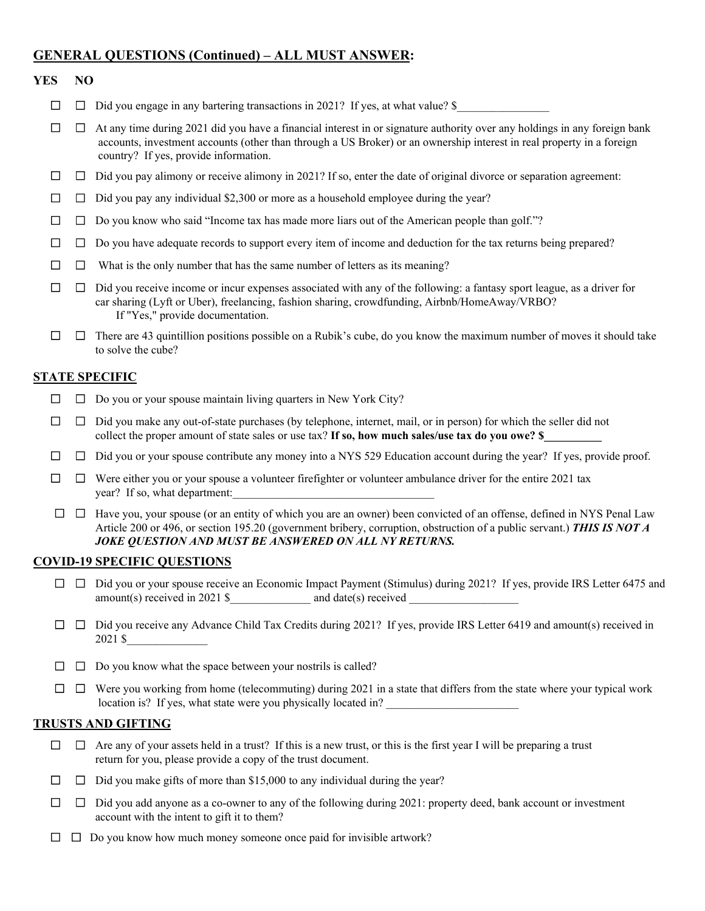## GENERAL QUESTIONS (Continued) – ALL MUST ANSWER:

**YES NO**

- ☐ ☐ Did you engage in any bartering transactions in 2021? If yes, at what value? $________________
- ☐ ☐ At any time during 2021 did you have a financial interest in or signature authority over any holdings in any foreign bank accounts, investment accounts (other than through a US Broker) or an ownership interest in real property in a foreign country? If yes, provide information.
- ☐ ☐ Did you pay alimony or receive alimony in 2021? If so, enter the date of original divorce or separation agreement:
- ☐ ☐ Did you pay any individual $2,300 or more as a household employee during the year?
- ☐ ☐ Do you know who said "Income tax has made more liars out of the American people than golf."?
- ☐ ☐ Do you have adequate records to support every item of income and deduction for the tax returns being prepared?
- ☐ ☐ What is the only number that has the same number of letters as its meaning?
- ☐ ☐ Did you receive income or incur expenses associated with any of the following: a fantasy sport league, as a driver for car sharing (Lyft or Uber), freelancing, fashion sharing, crowdfunding, Airbnb/HomeAway/VRBO? If "Yes," provide documentation.
- ☐ ☐ There are 43 quintillion positions possible on a Rubik's cube, do you know the maximum number of moves it should take to solve the cube?

## STATE SPECIFIC

- ☐ ☐ Do you or your spouse maintain living quarters in New York City?
- ☐ ☐ Did you make any out-of-state purchases (by telephone, internet, mail, or in person) for which the seller did not collect the proper amount of state sales or use tax? **If so, how much sales/use tax do you owe? $__________**
- ☐ ☐ Did you or your spouse contribute any money into a NYS 529 Education account during the year? If yes, provide proof.
- ☐ ☐ Were either you or your spouse a volunteer firefighter or volunteer ambulance driver for the entire 2021 tax year? If so, what department:___________________________________
- ☐ ☐ Have you, your spouse (or an entity of which you are an owner) been convicted of an offense, defined in NYS Penal Law Article 200 or 496, or section 195.20 (government bribery, corruption, obstruction of a public servant.) ***THIS IS NOT A JOKE QUESTION AND MUST BE ANSWERED ON ALL NY RETURNS.***

## COVID-19 SPECIFIC QUESTIONS

- ☐ ☐ Did you or your spouse receive an Economic Impact Payment (Stimulus) during 2021? If yes, provide IRS Letter 6475 and amount(s) received in 2021 $______________ and date(s) received ___________________
- ☐ ☐ Did you receive any Advance Child Tax Credits during 2021? If yes, provide IRS Letter 6419 and amount(s) received in 2021 $______________
- ☐ ☐ Do you know what the space between your nostrils is called?
- ☐ ☐ Were you working from home (telecommuting) during 2021 in a state that differs from the state where your typical work location is? If yes, what state were you physically located in? _______________________

## TRUSTS AND GIFTING

- ☐ ☐ Are any of your assets held in a trust? If this is a new trust, or this is the first year I will be preparing a trust return for you, please provide a copy of the trust document.
- ☐ ☐ Did you make gifts of more than $15,000 to any individual during the year?
- ☐ ☐ Did you add anyone as a co-owner to any of the following during 2021: property deed, bank account or investment account with the intent to gift it to them?
- ☐ ☐ Do you know how much money someone once paid for invisible artwork?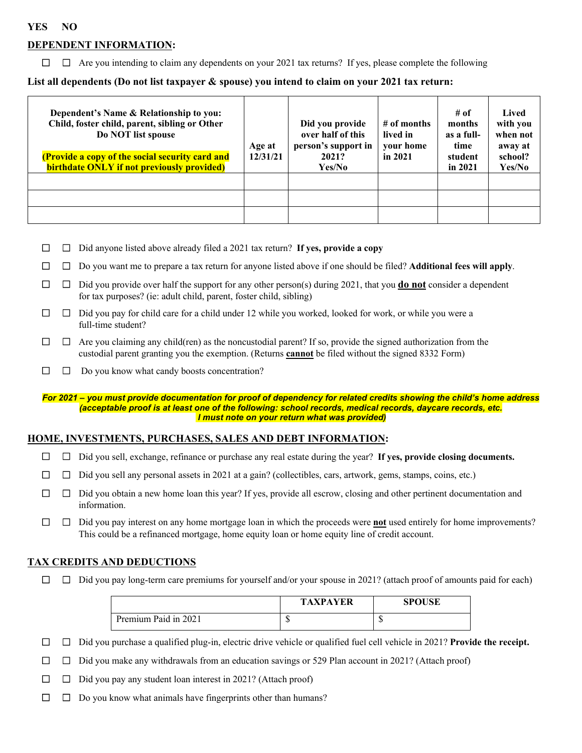**YES NO**

## DEPENDENT INFORMATION:

☐ ☐ Are you intending to claim any dependents on your 2021 tax returns? If yes, please complete the following

**List all dependents (Do not list taxpayer & spouse) you intend to claim on your 2021 tax return:**

| **Dependent's Name & Relationship to you: Child, foster child, parent, sibling or Other Do NOT list spouse** **(Provide a copy of the social security card and birthdate ONLY if not previously provided)** | **Age at 12/31/21** | **Did you provide over half of this person's support in 2021? Yes/No** | **# of months lived in your home in 2021** | **# of months as a full-time student in 2021** | **Lived with you when not away at school? Yes/No** |
|---|---|---|---|---|---|
| | | | | | |
| | | | | | |
| | | | | | |

☐ ☐ Did anyone listed above already filed a 2021 tax return? **If yes, provide a copy**

☐ ☐ Do you want me to prepare a tax return for anyone listed above if one should be filed? **Additional fees will apply**.

☐ ☐ Did you provide over half the support for any other person(s) during 2021, that you **do not** consider a dependent for tax purposes? (ie: adult child, parent, foster child, sibling)

☐ ☐ Did you pay for child care for a child under 12 while you worked, looked for work, or while you were a full-time student?

☐ ☐ Are you claiming any child(ren) as the noncustodial parent? If so, provide the signed authorization from the custodial parent granting you the exemption. (Returns **cannot** be filed without the signed 8332 Form)

☐ ☐ Do you know what candy boosts concentration?

***For 2021 – you must provide documentation for proof of dependency for related credits showing the child's home address (acceptable proof is at least one of the following: school records, medical records, daycare records, etc. I must note on your return what was provided)***

## HOME, INVESTMENTS, PURCHASES, SALES AND DEBT INFORMATION:

☐ ☐ Did you sell, exchange, refinance or purchase any real estate during the year? **If yes, provide closing documents.**

☐ ☐ Did you sell any personal assets in 2021 at a gain? (collectibles, cars, artwork, gems, stamps, coins, etc.)

☐ ☐ Did you obtain a new home loan this year? If yes, provide all escrow, closing and other pertinent documentation and information.

☐ ☐ Did you pay interest on any home mortgage loan in which the proceeds were **not** used entirely for home improvements? This could be a refinanced mortgage, home equity loan or home equity line of credit account.

## TAX CREDITS AND DEDUCTIONS

☐ ☐ Did you pay long-term care premiums for yourself and/or your spouse in 2021? (attach proof of amounts paid for each)

| | **TAXPAYER** | **SPOUSE** |
|---|---|---|
| Premium Paid in 2021 | $ | $ |

☐ ☐ Did you purchase a qualified plug-in, electric drive vehicle or qualified fuel cell vehicle in 2021? **Provide the receipt.**

☐ ☐ Did you make any withdrawals from an education savings or 529 Plan account in 2021? (Attach proof)

☐ ☐ Did you pay any student loan interest in 2021? (Attach proof)

☐ ☐ Do you know what animals have fingerprints other than humans?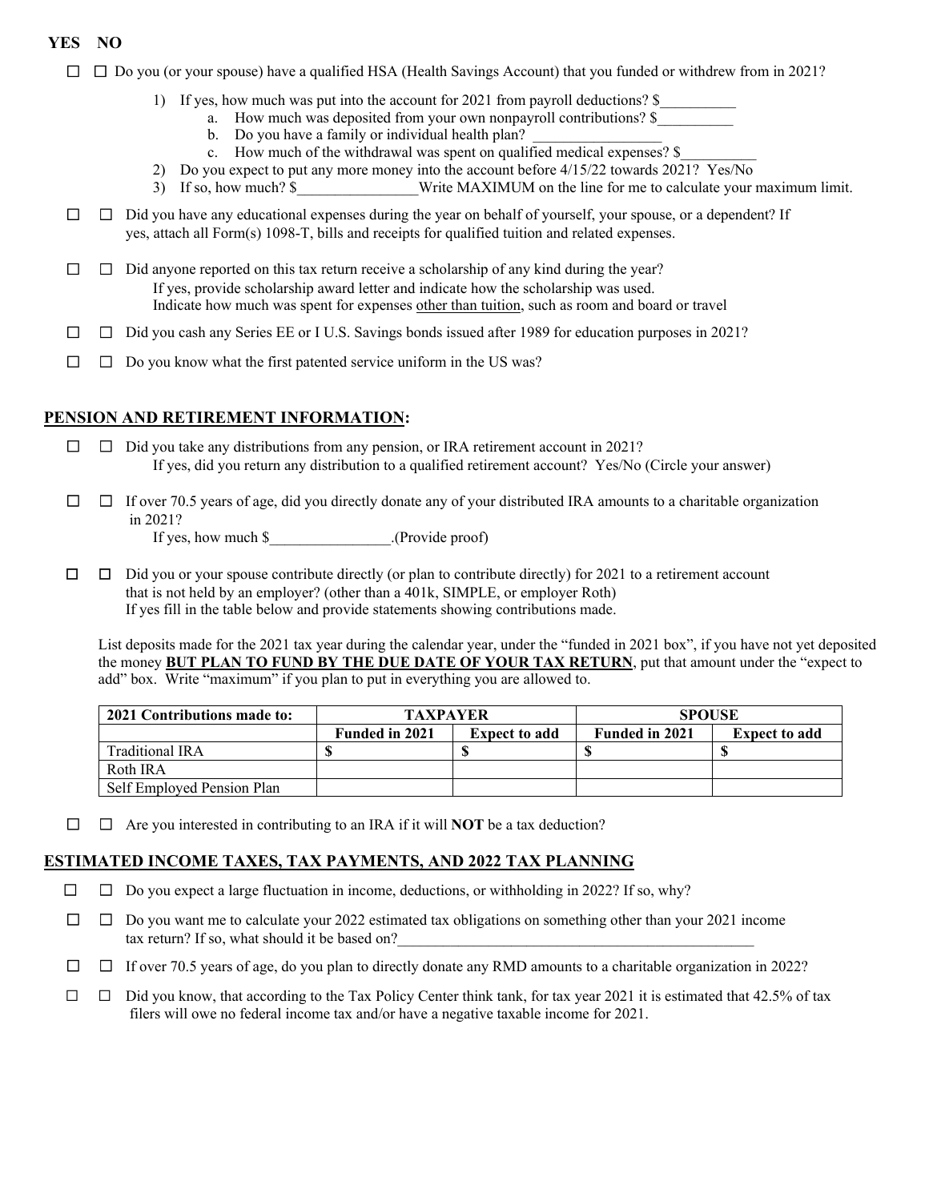**YES NO**

☐ ☐ Do you (or your spouse) have a qualified HSA (Health Savings Account) that you funded or withdrew from in 2021?

1) If yes, how much was put into the account for 2021 from payroll deductions? $__________
   a. How much was deposited from your own nonpayroll contributions? $__________
   b. Do you have a family or individual health plan? _________________
   c. How much of the withdrawal was spent on qualified medical expenses? $__________
2) Do you expect to put any more money into the account before 4/15/22 towards 2021? Yes/No
3) If so, how much? $________________Write MAXIMUM on the line for me to calculate your maximum limit.

☐ ☐ Did you have any educational expenses during the year on behalf of yourself, your spouse, or a dependent? If yes, attach all Form(s) 1098-T, bills and receipts for qualified tuition and related expenses.

☐ ☐ Did anyone reported on this tax return receive a scholarship of any kind during the year?
If yes, provide scholarship award letter and indicate how the scholarship was used.
Indicate how much was spent for expenses other than tuition, such as room and board or travel

☐ ☐ Did you cash any Series EE or I U.S. Savings bonds issued after 1989 for education purposes in 2021?

☐ ☐ Do you know what the first patented service uniform in the US was?

## PENSION AND RETIREMENT INFORMATION:

☐ ☐ Did you take any distributions from any pension, or IRA retirement account in 2021?
If yes, did you return any distribution to a qualified retirement account? Yes/No (Circle your answer)

☐ ☐ If over 70.5 years of age, did you directly donate any of your distributed IRA amounts to a charitable organization in 2021?
If yes, how much $________________.(Provide proof)

☐ ☐ Did you or your spouse contribute directly (or plan to contribute directly) for 2021 to a retirement account that is not held by an employer? (other than a 401k, SIMPLE, or employer Roth)
If yes fill in the table below and provide statements showing contributions made.

List deposits made for the 2021 tax year during the calendar year, under the "funded in 2021 box", if you have not yet deposited the money **BUT PLAN TO FUND BY THE DUE DATE OF YOUR TAX RETURN**, put that amount under the "expect to add" box. Write "maximum" if you plan to put in everything you are allowed to.

| 2021 Contributions made to: | TAXPAYER | | SPOUSE | |
|---|---|---|---|---|
| | Funded in 2021 | Expect to add | Funded in 2021 | Expect to add |
| Traditional IRA | $ | $ | $ | $ |
| Roth IRA | | | | |
| Self Employed Pension Plan | | | | |

☐ ☐ Are you interested in contributing to an IRA if it will **NOT** be a tax deduction?

## ESTIMATED INCOME TAXES, TAX PAYMENTS, AND 2022 TAX PLANNING

☐ ☐ Do you expect a large fluctuation in income, deductions, or withholding in 2022? If so, why?

☐ ☐ Do you want me to calculate your 2022 estimated tax obligations on something other than your 2021 income tax return? If so, what should it be based on?_________________________________________________

☐ ☐ If over 70.5 years of age, do you plan to directly donate any RMD amounts to a charitable organization in 2022?

☐ ☐ Did you know, that according to the Tax Policy Center think tank, for tax year 2021 it is estimated that 42.5% of tax filers will owe no federal income tax and/or have a negative taxable income for 2021.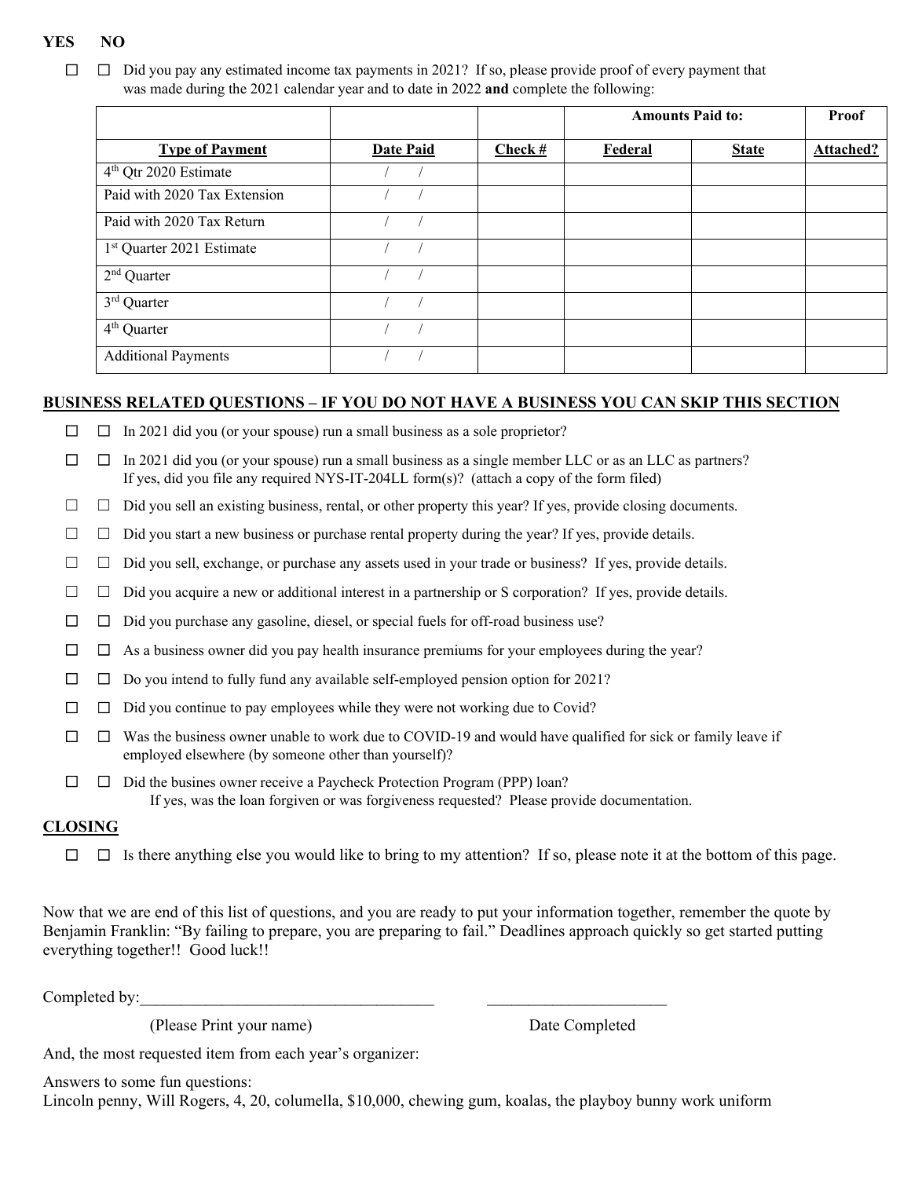**YES NO**

☐ ☐ Did you pay any estimated income tax payments in 2021? If so, please provide proof of every payment that was made during the 2021 calendar year and to date in 2022 **and** complete the following:

| | | | **Amounts Paid to:** | | **Proof** |
|---|---|---|---|---|---|
| **Type of Payment** | **Date Paid** | **Check #** | **Federal** | **State** | **Attached?** |
| 4th Qtr 2020 Estimate | / / | | | | |
| Paid with 2020 Tax Extension | / / | | | | |
| Paid with 2020 Tax Return | / / | | | | |
| 1st Quarter 2021 Estimate | / / | | | | |
| 2nd Quarter | / / | | | | |
| 3rd Quarter | / / | | | | |
| 4th Quarter | / / | | | | |
| Additional Payments | / / | | | | |

## BUSINESS RELATED QUESTIONS – IF YOU DO NOT HAVE A BUSINESS YOU CAN SKIP THIS SECTION

☐ ☐ In 2021 did you (or your spouse) run a small business as a sole proprietor?

☐ ☐ In 2021 did you (or your spouse) run a small business as a single member LLC or as an LLC as partners? If yes, did you file any required NYS-IT-204LL form(s)? (attach a copy of the form filed)

☐ ☐ Did you sell an existing business, rental, or other property this year? If yes, provide closing documents.

☐ ☐ Did you start a new business or purchase rental property during the year? If yes, provide details.

☐ ☐ Did you sell, exchange, or purchase any assets used in your trade or business? If yes, provide details.

☐ ☐ Did you acquire a new or additional interest in a partnership or S corporation? If yes, provide details.

☐ ☐ Did you purchase any gasoline, diesel, or special fuels for off-road business use?

☐ ☐ As a business owner did you pay health insurance premiums for your employees during the year?

☐ ☐ Do you intend to fully fund any available self-employed pension option for 2021?

☐ ☐ Did you continue to pay employees while they were not working due to Covid?

☐ ☐ Was the business owner unable to work due to COVID-19 and would have qualified for sick or family leave if employed elsewhere (by someone other than yourself)?

☐ ☐ Did the busines owner receive a Paycheck Protection Program (PPP) loan?
If yes, was the loan forgiven or was forgiveness requested? Please provide documentation.

## CLOSING

☐ ☐ Is there anything else you would like to bring to my attention? If so, please note it at the bottom of this page.

Now that we are end of this list of questions, and you are ready to put your information together, remember the quote by Benjamin Franklin: "By failing to prepare, you are preparing to fail." Deadlines approach quickly so get started putting everything together!! Good luck!!

Completed by:_____________________________________ ______________________

(Please Print your name) Date Completed

And, the most requested item from each year's organizer:

Answers to some fun questions:
Lincoln penny, Will Rogers, 4, 20, columella, $10,000, chewing gum, koalas, the playboy bunny work uniform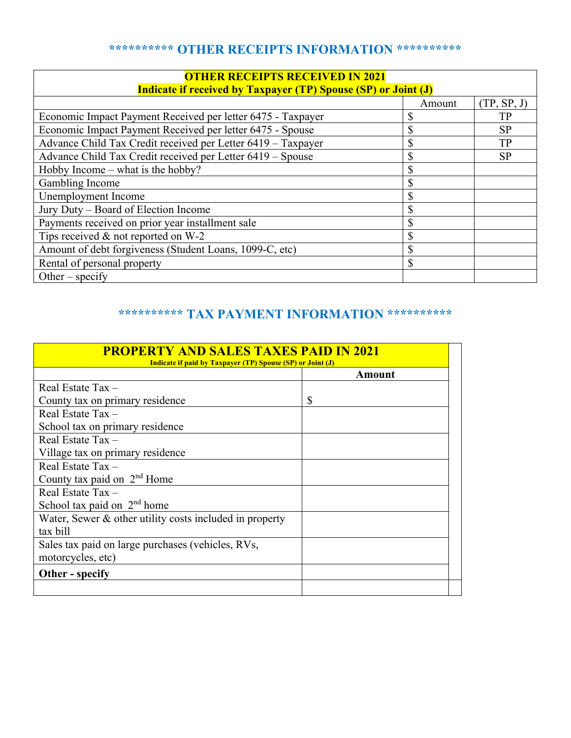## ********** OTHER RECEIPTS INFORMATION **********

| **OTHER RECEIPTS RECEIVED IN 2021**<br>**Indicate if received by Taxpayer (TP) Spouse (SP) or Joint (J)** | | |
|---|---|---|
| | Amount | (TP, SP, J) |
| Economic Impact Payment Received per letter 6475 - Taxpayer | $ | TP |
| Economic Impact Payment Received per letter 6475 - Spouse | $ | SP |
| Advance Child Tax Credit received per Letter 6419 – Taxpayer | $ | TP |
| Advance Child Tax Credit received per Letter 6419 – Spouse | $ | SP |
| Hobby Income – what is the hobby? | $ | |
| Gambling Income | $ | |
| Unemployment Income | $ | |
| Jury Duty – Board of Election Income | $ | |
| Payments received on prior year installment sale | $ | |
| Tips received & not reported on W-2 | $ | |
| Amount of debt forgiveness (Student Loans, 1099-C, etc) | $ | |
| Rental of personal property | $ | |
| Other – specify | | |

## ********** TAX PAYMENT INFORMATION **********

| **PROPERTY AND SALES TAXES PAID IN 2021**<br>**Indicate if paid by Taxpayer (TP) Spouse (SP) or Joint (J)** | | |
|---|---|---|
| | **Amount** | |
| Real Estate Tax –<br>County tax on primary residence | $ | |
| Real Estate Tax –<br>School tax on primary residence | | |
| Real Estate Tax –<br>Village tax on primary residence | | |
| Real Estate Tax –<br>County tax paid on 2nd Home | | |
| Real Estate Tax –<br>School tax paid on 2nd home | | |
| Water, Sewer & other utility costs included in property tax bill | | |
| Sales tax paid on large purchases (vehicles, RVs, motorcycles, etc) | | |
| **Other - specify** | | |
| | | |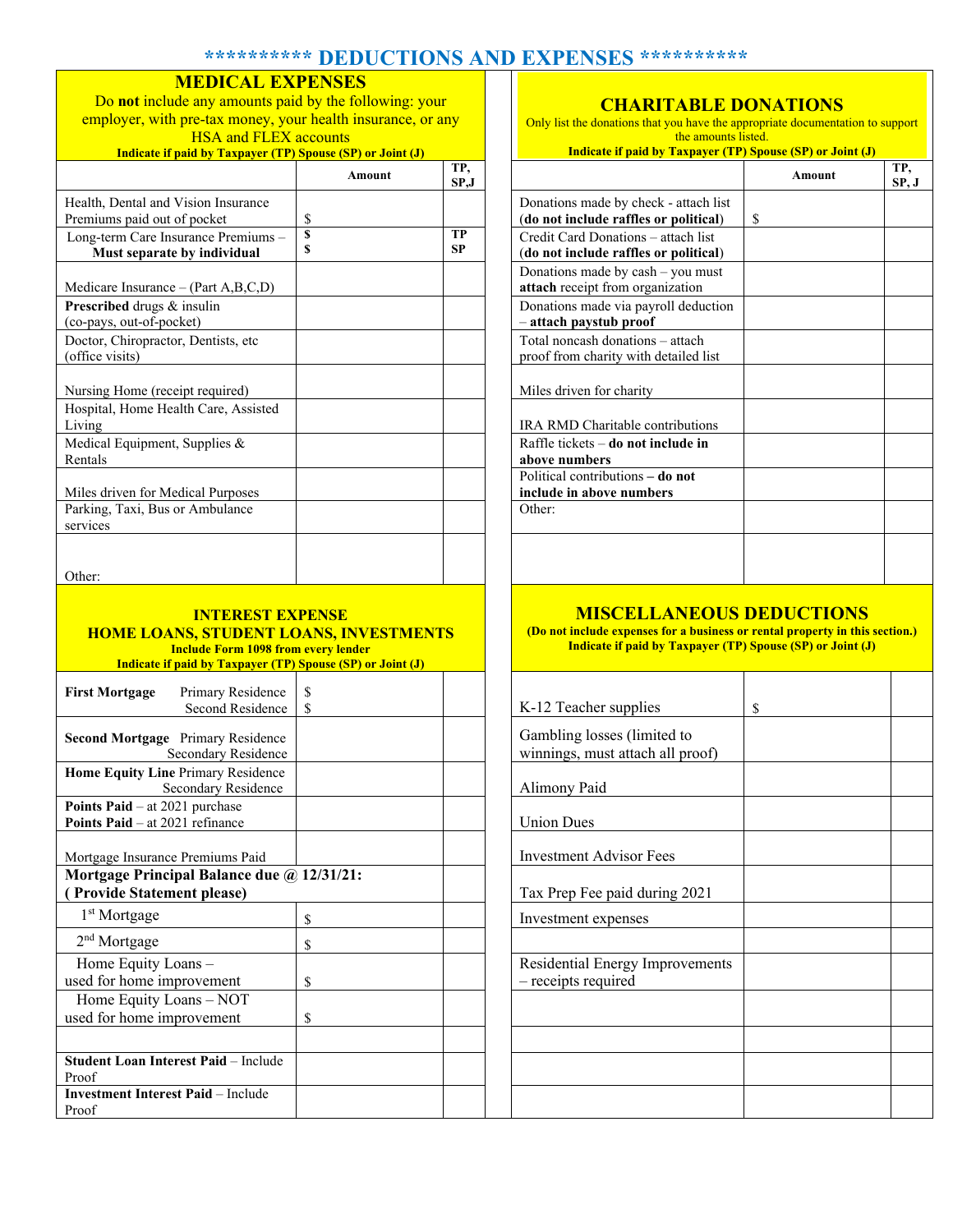# ********** DEDUCTIONS AND EXPENSES **********

## MEDICAL EXPENSES

Do **not** include any amounts paid by the following: your employer, with pre-tax money, your health insurance, or any HSA and FLEX accounts

**Indicate if paid by Taxpayer (TP) Spouse (SP) or Joint (J)**

| | Amount | TP, SP,J |
|---|---|---|
| Health, Dental and Vision Insurance Premiums paid out of pocket | $ | |
| Long-term Care Insurance Premiums – **Must separate by individual** | **$**<br>**$** | **TP**<br>**SP** |
| Medicare Insurance – (Part A,B,C,D) | | |
| **Prescribed** drugs & insulin (co-pays, out-of-pocket) | | |
| Doctor, Chiropractor, Dentists, etc (office visits) | | |
| Nursing Home (receipt required) | | |
| Hospital, Home Health Care, Assisted Living | | |
| Medical Equipment, Supplies & Rentals | | |
| Miles driven for Medical Purposes | | |
| Parking, Taxi, Bus or Ambulance services | | |
| Other: | | |

## CHARITABLE DONATIONS

Only list the donations that you have the appropriate documentation to support the amounts listed.

**Indicate if paid by Taxpayer (TP) Spouse (SP) or Joint (J)**

| | Amount | TP, SP, J |
|---|---|---|
| Donations made by check - attach list (**do not include raffles or political**) | $ | |
| Credit Card Donations – attach list (**do not include raffles or political**) | | |
| Donations made by cash – you must **attach** receipt from organization | | |
| Donations made via payroll deduction – **attach paystub proof** | | |
| Total noncash donations – attach proof from charity with detailed list | | |
| Miles driven for charity | | |
| IRA RMD Charitable contributions | | |
| Raffle tickets – **do not include in above numbers** | | |
| Political contributions **– do not include in above numbers** | | |
| Other: | | |
| | | |

## INTEREST EXPENSE HOME LOANS, STUDENT LOANS, INVESTMENTS

**Include Form 1098 from every lender**

**Indicate if paid by Taxpayer (TP) Spouse (SP) or Joint (J)**

| | | |
|---|---|---|
| **First Mortgage** Primary Residence<br>Second Residence | $<br>$ | |
| **Second Mortgage** Primary Residence<br>Secondary Residence | | |
| **Home Equity Line** Primary Residence<br>Secondary Residence | | |
| **Points Paid** – at 2021 purchase<br>**Points Paid** – at 2021 refinance | | |
| Mortgage Insurance Premiums Paid | | |
| **Mortgage Principal Balance due @ 12/31/21: ( Provide Statement please)** | | |
| 1st Mortgage | $ | |
| 2nd Mortgage | $ | |
| Home Equity Loans – used for home improvement | $ | |
| Home Equity Loans – NOT used for home improvement | $ | |
| | | |
| **Student Loan Interest Paid** – Include Proof | | |
| **Investment Interest Paid** – Include Proof | | |

## MISCELLANEOUS DEDUCTIONS

**(Do not include expenses for a business or rental property in this section.)**

**Indicate if paid by Taxpayer (TP) Spouse (SP) or Joint (J)**

| | | |
|---|---|---|
| K-12 Teacher supplies | $ | |
| Gambling losses (limited to winnings, must attach all proof) | | |
| Alimony Paid | | |
| Union Dues | | |
| Investment Advisor Fees | | |
| Tax Prep Fee paid during 2021 | | |
| Investment expenses | | |
| | | |
| Residential Energy Improvements – receipts required | | |
| | | |
| | | |
| | | |
| | | |